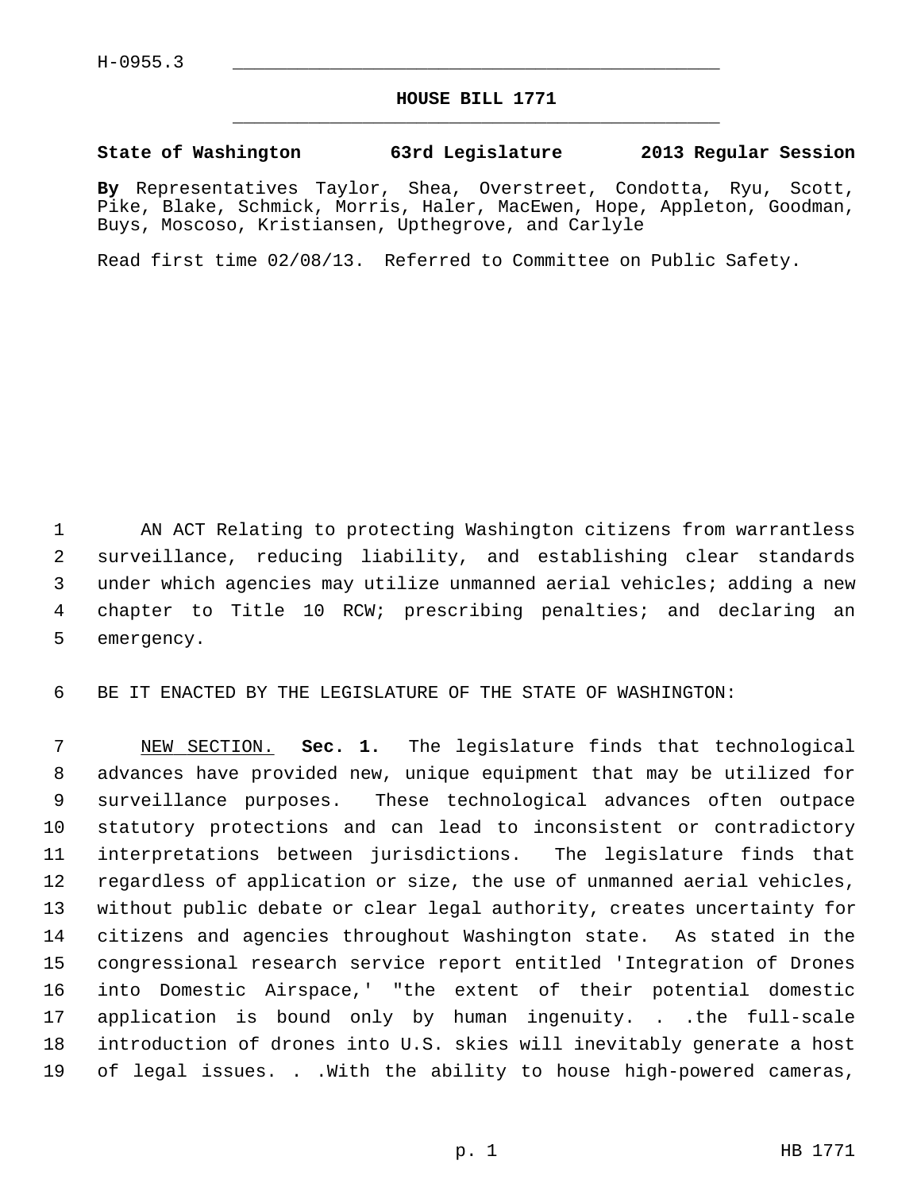H-0955.3

# HOUSE BILL 1771

**State of Washington 63rd Legislature 2013 Regular Session**

**By** Representatives Taylor, Shea, Overstreet, Condotta, Ryu, Scott, Pike, Blake, Schmick, Morris, Haler, MacEwen, Hope, Appleton, Goodman, Buys, Moscoso, Kristiansen, Upthegrove, and Carlyle

Read first time 02/08/13. Referred to Committee on Public Safety.

AN ACT Relating to protecting Washington citizens from warrantless surveillance, reducing liability, and establishing clear standards under which agencies may utilize unmanned aerial vehicles; adding a new chapter to Title 10 RCW; prescribing penalties; and declaring an emergency.

BE IT ENACTED BY THE LEGISLATURE OF THE STATE OF WASHINGTON:

NEW SECTION. **Sec. 1.** The legislature finds that technological advances have provided new, unique equipment that may be utilized for surveillance purposes. These technological advances often outpace statutory protections and can lead to inconsistent or contradictory interpretations between jurisdictions. The legislature finds that regardless of application or size, the use of unmanned aerial vehicles, without public debate or clear legal authority, creates uncertainty for citizens and agencies throughout Washington state. As stated in the congressional research service report entitled 'Integration of Drones into Domestic Airspace,' "the extent of their potential domestic application is bound only by human ingenuity. . .the full-scale introduction of drones into U.S. skies will inevitably generate a host of legal issues. . .With the ability to house high-powered cameras,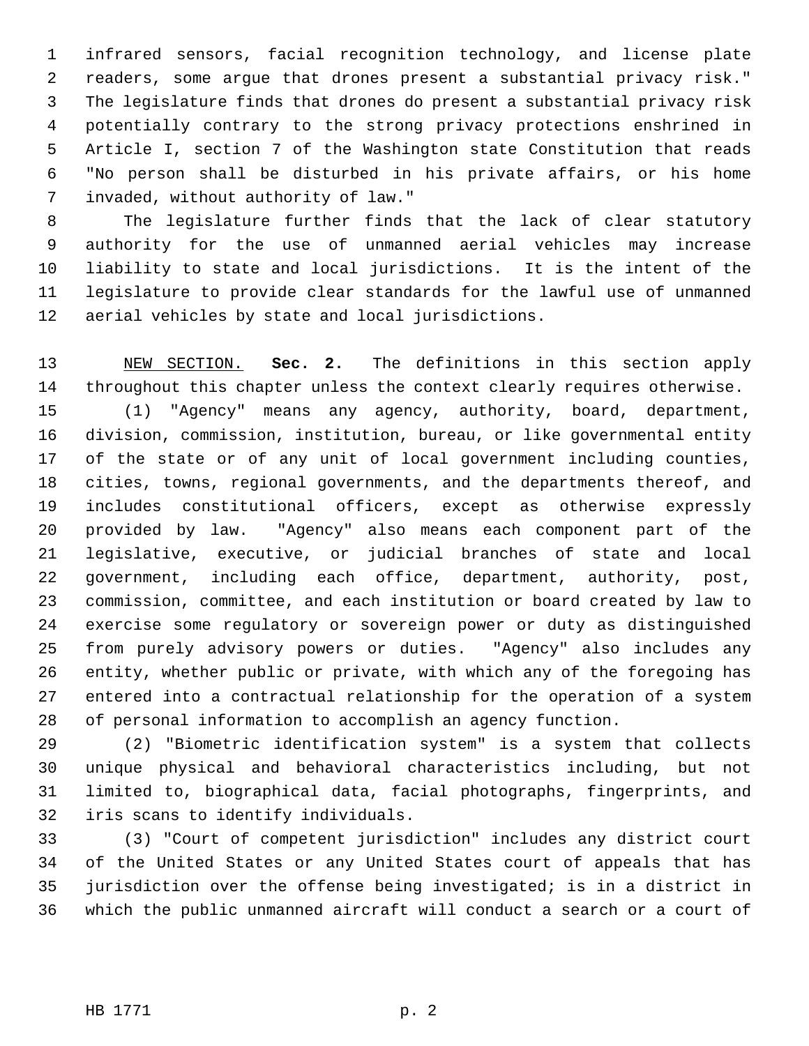infrared sensors, facial recognition technology, and license plate readers, some argue that drones present a substantial privacy risk." The legislature finds that drones do present a substantial privacy risk potentially contrary to the strong privacy protections enshrined in Article I, section 7 of the Washington state Constitution that reads "No person shall be disturbed in his private affairs, or his home invaded, without authority of law."

The legislature further finds that the lack of clear statutory authority for the use of unmanned aerial vehicles may increase liability to state and local jurisdictions. It is the intent of the legislature to provide clear standards for the lawful use of unmanned aerial vehicles by state and local jurisdictions.

NEW SECTION. **Sec. 2.** The definitions in this section apply throughout this chapter unless the context clearly requires otherwise.

(1) "Agency" means any agency, authority, board, department, division, commission, institution, bureau, or like governmental entity of the state or of any unit of local government including counties, cities, towns, regional governments, and the departments thereof, and includes constitutional officers, except as otherwise expressly provided by law. "Agency" also means each component part of the legislative, executive, or judicial branches of state and local government, including each office, department, authority, post, commission, committee, and each institution or board created by law to exercise some regulatory or sovereign power or duty as distinguished from purely advisory powers or duties. "Agency" also includes any entity, whether public or private, with which any of the foregoing has entered into a contractual relationship for the operation of a system of personal information to accomplish an agency function.

(2) "Biometric identification system" is a system that collects unique physical and behavioral characteristics including, but not limited to, biographical data, facial photographs, fingerprints, and iris scans to identify individuals.

(3) "Court of competent jurisdiction" includes any district court of the United States or any United States court of appeals that has jurisdiction over the offense being investigated; is in a district in which the public unmanned aircraft will conduct a search or a court of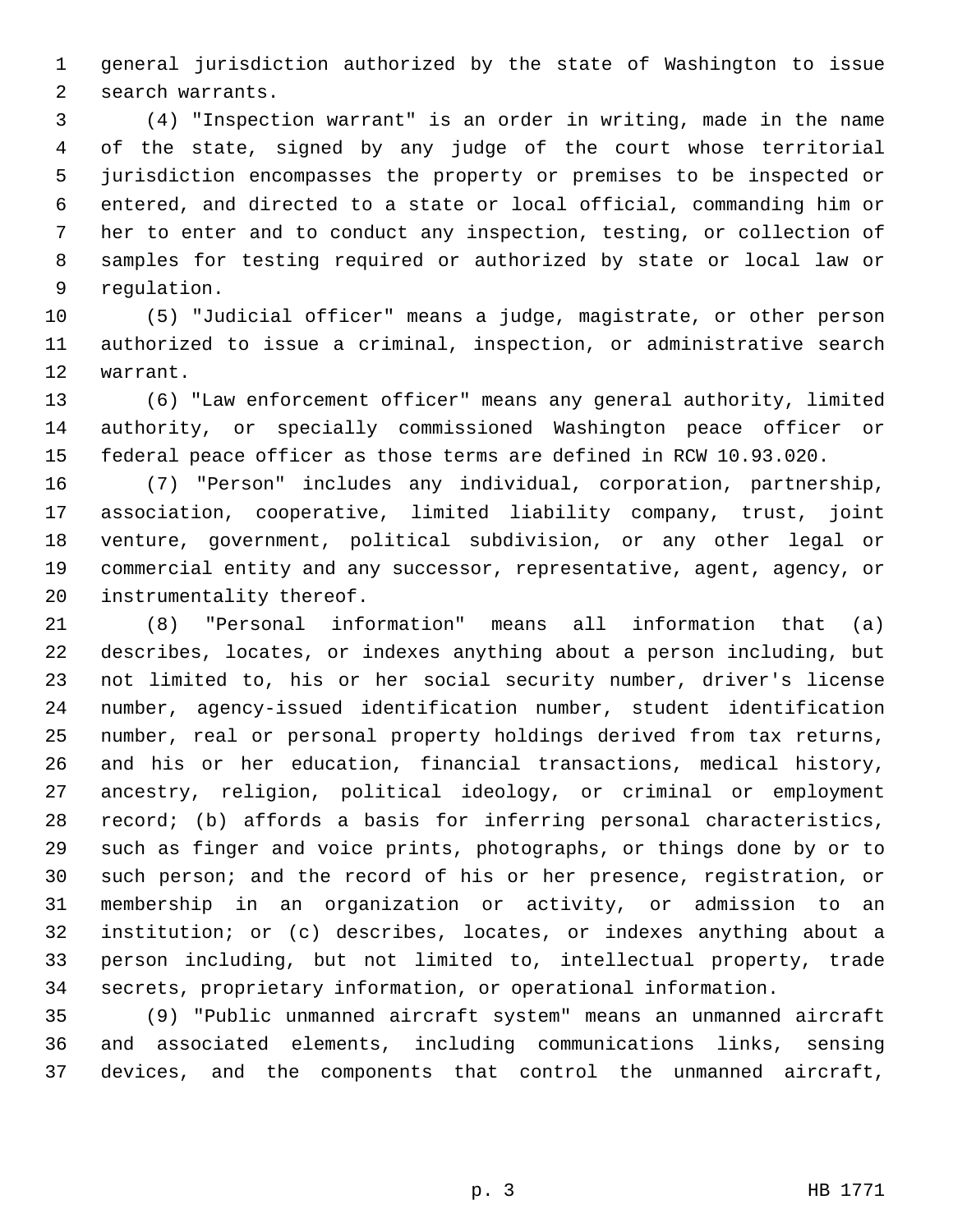general jurisdiction authorized by the state of Washington to issue search warrants.

(4) "Inspection warrant" is an order in writing, made in the name of the state, signed by any judge of the court whose territorial jurisdiction encompasses the property or premises to be inspected or entered, and directed to a state or local official, commanding him or her to enter and to conduct any inspection, testing, or collection of samples for testing required or authorized by state or local law or regulation.

(5) "Judicial officer" means a judge, magistrate, or other person authorized to issue a criminal, inspection, or administrative search warrant.

(6) "Law enforcement officer" means any general authority, limited authority, or specially commissioned Washington peace officer or federal peace officer as those terms are defined in RCW 10.93.020.

(7) "Person" includes any individual, corporation, partnership, association, cooperative, limited liability company, trust, joint venture, government, political subdivision, or any other legal or commercial entity and any successor, representative, agent, agency, or instrumentality thereof.

(8) "Personal information" means all information that (a) describes, locates, or indexes anything about a person including, but not limited to, his or her social security number, driver's license number, agency-issued identification number, student identification number, real or personal property holdings derived from tax returns, and his or her education, financial transactions, medical history, ancestry, religion, political ideology, or criminal or employment record; (b) affords a basis for inferring personal characteristics, such as finger and voice prints, photographs, or things done by or to such person; and the record of his or her presence, registration, or membership in an organization or activity, or admission to an institution; or (c) describes, locates, or indexes anything about a person including, but not limited to, intellectual property, trade secrets, proprietary information, or operational information.

(9) "Public unmanned aircraft system" means an unmanned aircraft and associated elements, including communications links, sensing devices, and the components that control the unmanned aircraft,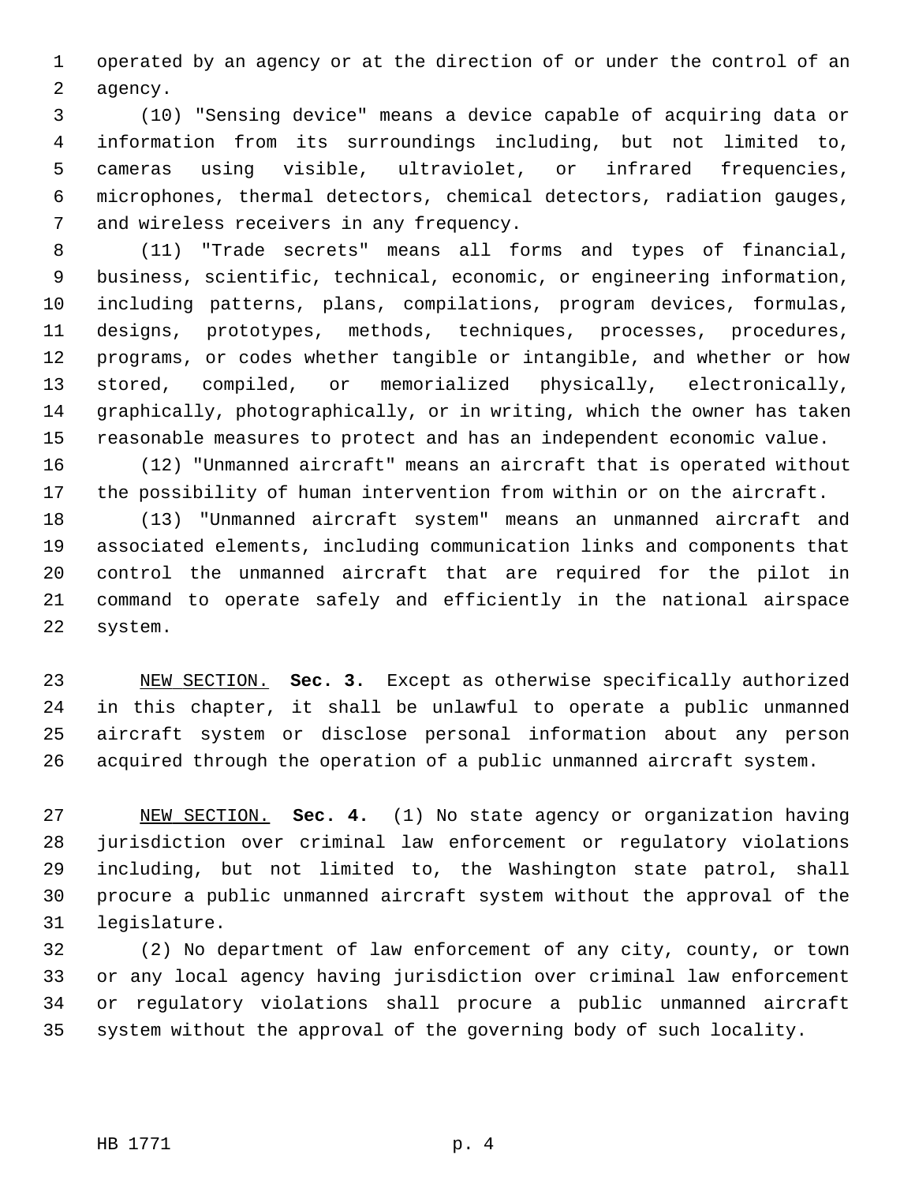operated by an agency or at the direction of or under the control of an agency.

(10) "Sensing device" means a device capable of acquiring data or information from its surroundings including, but not limited to, cameras using visible, ultraviolet, or infrared frequencies, microphones, thermal detectors, chemical detectors, radiation gauges, and wireless receivers in any frequency.

(11) "Trade secrets" means all forms and types of financial, business, scientific, technical, economic, or engineering information, including patterns, plans, compilations, program devices, formulas, designs, prototypes, methods, techniques, processes, procedures, programs, or codes whether tangible or intangible, and whether or how stored, compiled, or memorialized physically, electronically, graphically, photographically, or in writing, which the owner has taken reasonable measures to protect and has an independent economic value.

(12) "Unmanned aircraft" means an aircraft that is operated without the possibility of human intervention from within or on the aircraft.

(13) "Unmanned aircraft system" means an unmanned aircraft and associated elements, including communication links and components that control the unmanned aircraft that are required for the pilot in command to operate safely and efficiently in the national airspace system.

NEW SECTION. **Sec. 3.** Except as otherwise specifically authorized in this chapter, it shall be unlawful to operate a public unmanned aircraft system or disclose personal information about any person acquired through the operation of a public unmanned aircraft system.

NEW SECTION. **Sec. 4.** (1) No state agency or organization having jurisdiction over criminal law enforcement or regulatory violations including, but not limited to, the Washington state patrol, shall procure a public unmanned aircraft system without the approval of the legislature.

(2) No department of law enforcement of any city, county, or town or any local agency having jurisdiction over criminal law enforcement or regulatory violations shall procure a public unmanned aircraft system without the approval of the governing body of such locality.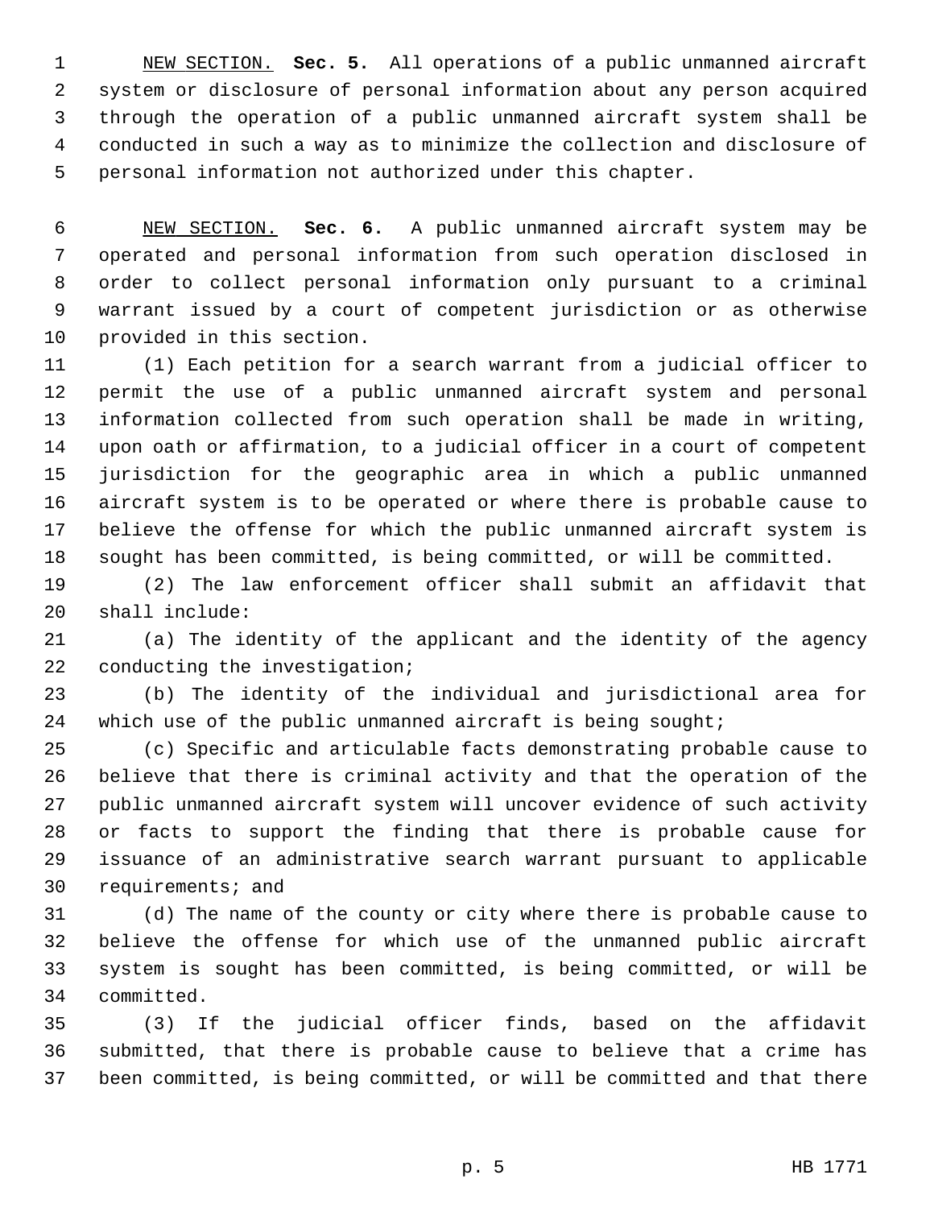NEW SECTION. **Sec. 5.** All operations of a public unmanned aircraft system or disclosure of personal information about any person acquired through the operation of a public unmanned aircraft system shall be conducted in such a way as to minimize the collection and disclosure of personal information not authorized under this chapter.

NEW SECTION. **Sec. 6.** A public unmanned aircraft system may be operated and personal information from such operation disclosed in order to collect personal information only pursuant to a criminal warrant issued by a court of competent jurisdiction or as otherwise provided in this section.

(1) Each petition for a search warrant from a judicial officer to permit the use of a public unmanned aircraft system and personal information collected from such operation shall be made in writing, upon oath or affirmation, to a judicial officer in a court of competent jurisdiction for the geographic area in which a public unmanned aircraft system is to be operated or where there is probable cause to believe the offense for which the public unmanned aircraft system is sought has been committed, is being committed, or will be committed.

(2) The law enforcement officer shall submit an affidavit that shall include:

(a) The identity of the applicant and the identity of the agency conducting the investigation;

(b) The identity of the individual and jurisdictional area for which use of the public unmanned aircraft is being sought;

(c) Specific and articulable facts demonstrating probable cause to believe that there is criminal activity and that the operation of the public unmanned aircraft system will uncover evidence of such activity or facts to support the finding that there is probable cause for issuance of an administrative search warrant pursuant to applicable requirements; and

(d) The name of the county or city where there is probable cause to believe the offense for which use of the unmanned public aircraft system is sought has been committed, is being committed, or will be committed.

(3) If the judicial officer finds, based on the affidavit submitted, that there is probable cause to believe that a crime has been committed, is being committed, or will be committed and that there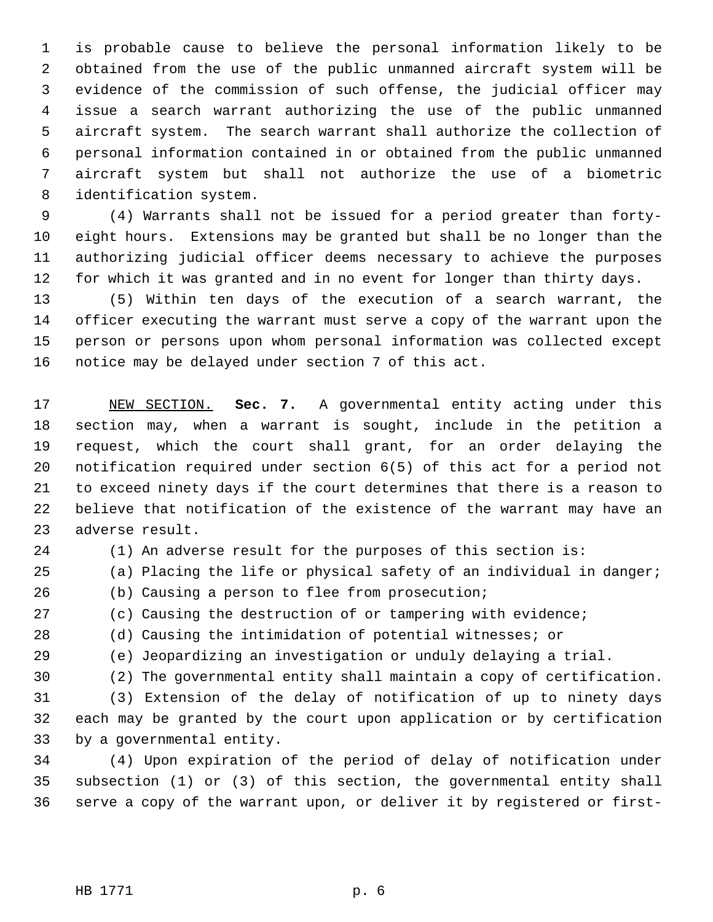is probable cause to believe the personal information likely to be obtained from the use of the public unmanned aircraft system will be evidence of the commission of such offense, the judicial officer may issue a search warrant authorizing the use of the public unmanned aircraft system. The search warrant shall authorize the collection of personal information contained in or obtained from the public unmanned aircraft system but shall not authorize the use of a biometric identification system.

(4) Warrants shall not be issued for a period greater than forty-eight hours. Extensions may be granted but shall be no longer than the authorizing judicial officer deems necessary to achieve the purposes for which it was granted and in no event for longer than thirty days.

(5) Within ten days of the execution of a search warrant, the officer executing the warrant must serve a copy of the warrant upon the person or persons upon whom personal information was collected except notice may be delayed under section 7 of this act.

NEW SECTION. **Sec. 7.** A governmental entity acting under this section may, when a warrant is sought, include in the petition a request, which the court shall grant, for an order delaying the notification required under section 6(5) of this act for a period not to exceed ninety days if the court determines that there is a reason to believe that notification of the existence of the warrant may have an adverse result.

(1) An adverse result for the purposes of this section is:

(a) Placing the life or physical safety of an individual in danger;

(b) Causing a person to flee from prosecution;

(c) Causing the destruction of or tampering with evidence;

(d) Causing the intimidation of potential witnesses; or

(e) Jeopardizing an investigation or unduly delaying a trial.

(2) The governmental entity shall maintain a copy of certification.

(3) Extension of the delay of notification of up to ninety days each may be granted by the court upon application or by certification by a governmental entity.

(4) Upon expiration of the period of delay of notification under subsection (1) or (3) of this section, the governmental entity shall serve a copy of the warrant upon, or deliver it by registered or first-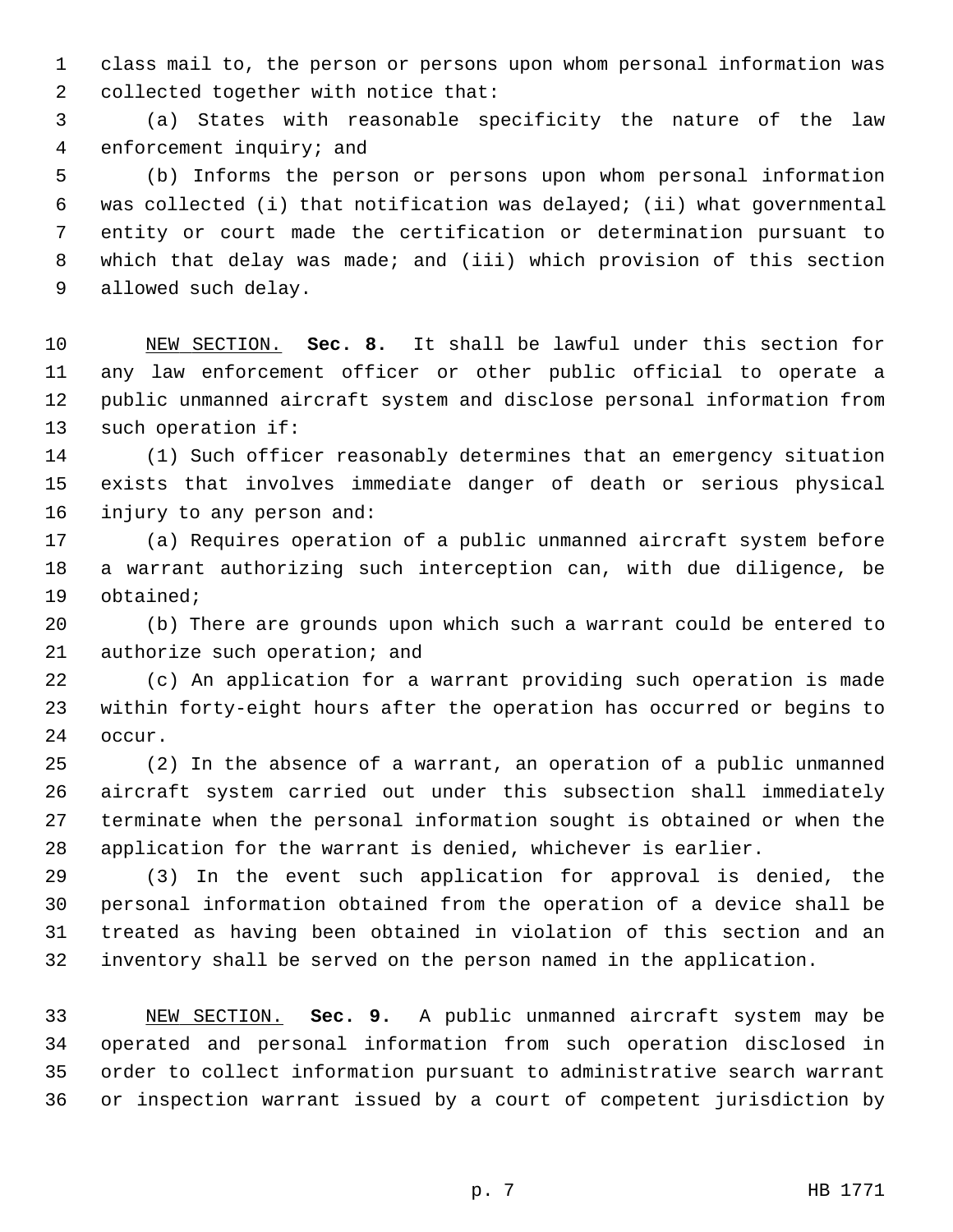class mail to, the person or persons upon whom personal information was collected together with notice that:

(a) States with reasonable specificity the nature of the law enforcement inquiry; and

(b) Informs the person or persons upon whom personal information was collected (i) that notification was delayed; (ii) what governmental entity or court made the certification or determination pursuant to which that delay was made; and (iii) which provision of this section allowed such delay.

NEW SECTION. **Sec. 8.** It shall be lawful under this section for any law enforcement officer or other public official to operate a public unmanned aircraft system and disclose personal information from such operation if:

(1) Such officer reasonably determines that an emergency situation exists that involves immediate danger of death or serious physical injury to any person and:

(a) Requires operation of a public unmanned aircraft system before a warrant authorizing such interception can, with due diligence, be obtained;

(b) There are grounds upon which such a warrant could be entered to authorize such operation; and

(c) An application for a warrant providing such operation is made within forty-eight hours after the operation has occurred or begins to occur.

(2) In the absence of a warrant, an operation of a public unmanned aircraft system carried out under this subsection shall immediately terminate when the personal information sought is obtained or when the application for the warrant is denied, whichever is earlier.

(3) In the event such application for approval is denied, the personal information obtained from the operation of a device shall be treated as having been obtained in violation of this section and an inventory shall be served on the person named in the application.

NEW SECTION. **Sec. 9.** A public unmanned aircraft system may be operated and personal information from such operation disclosed in order to collect information pursuant to administrative search warrant or inspection warrant issued by a court of competent jurisdiction by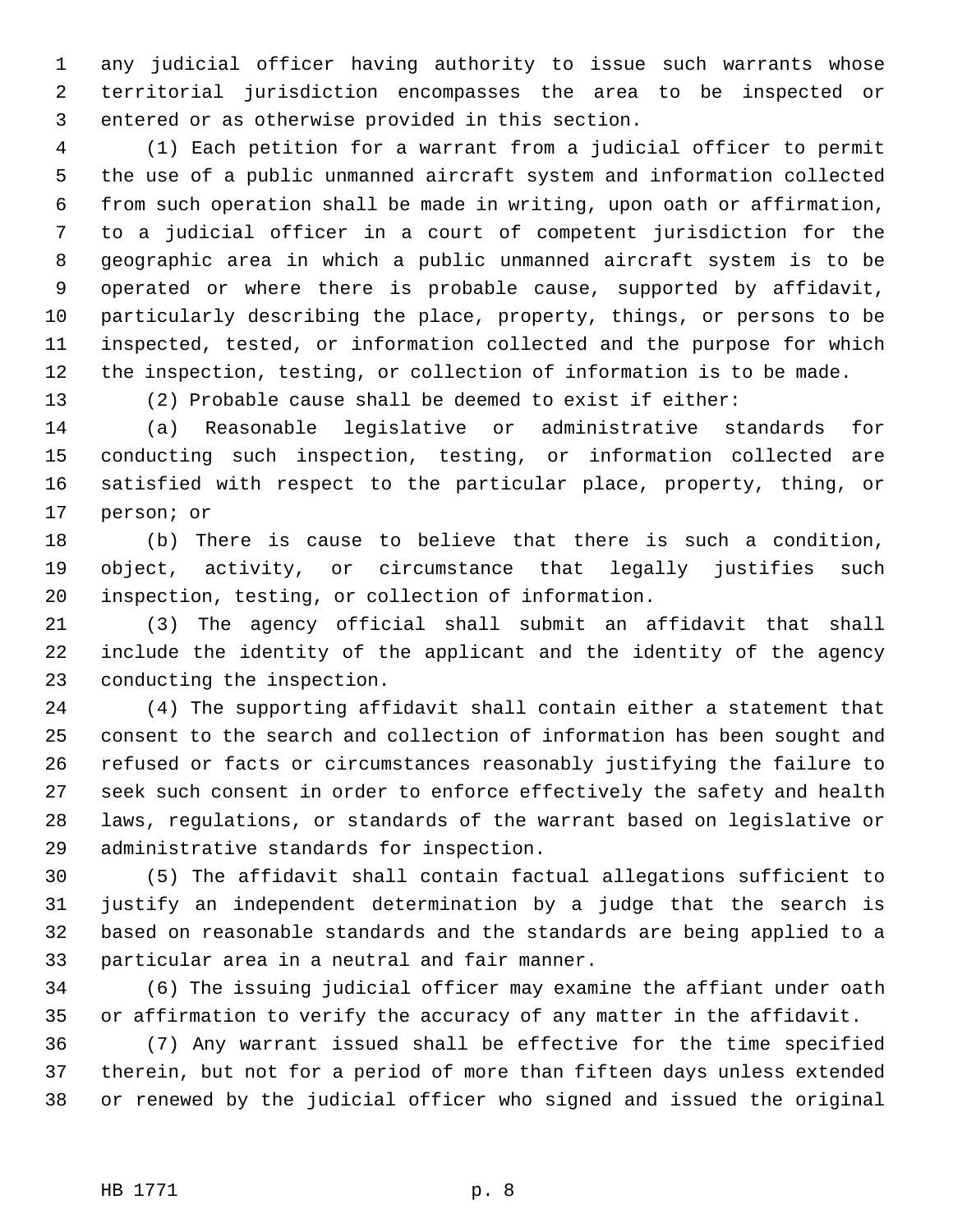any judicial officer having authority to issue such warrants whose territorial jurisdiction encompasses the area to be inspected or entered or as otherwise provided in this section.

(1) Each petition for a warrant from a judicial officer to permit the use of a public unmanned aircraft system and information collected from such operation shall be made in writing, upon oath or affirmation, to a judicial officer in a court of competent jurisdiction for the geographic area in which a public unmanned aircraft system is to be operated or where there is probable cause, supported by affidavit, particularly describing the place, property, things, or persons to be inspected, tested, or information collected and the purpose for which the inspection, testing, or collection of information is to be made.

(2) Probable cause shall be deemed to exist if either:

(a) Reasonable legislative or administrative standards for conducting such inspection, testing, or information collected are satisfied with respect to the particular place, property, thing, or person; or

(b) There is cause to believe that there is such a condition, object, activity, or circumstance that legally justifies such inspection, testing, or collection of information.

(3) The agency official shall submit an affidavit that shall include the identity of the applicant and the identity of the agency conducting the inspection.

(4) The supporting affidavit shall contain either a statement that consent to the search and collection of information has been sought and refused or facts or circumstances reasonably justifying the failure to seek such consent in order to enforce effectively the safety and health laws, regulations, or standards of the warrant based on legislative or administrative standards for inspection.

(5) The affidavit shall contain factual allegations sufficient to justify an independent determination by a judge that the search is based on reasonable standards and the standards are being applied to a particular area in a neutral and fair manner.

(6) The issuing judicial officer may examine the affiant under oath or affirmation to verify the accuracy of any matter in the affidavit.

(7) Any warrant issued shall be effective for the time specified therein, but not for a period of more than fifteen days unless extended or renewed by the judicial officer who signed and issued the original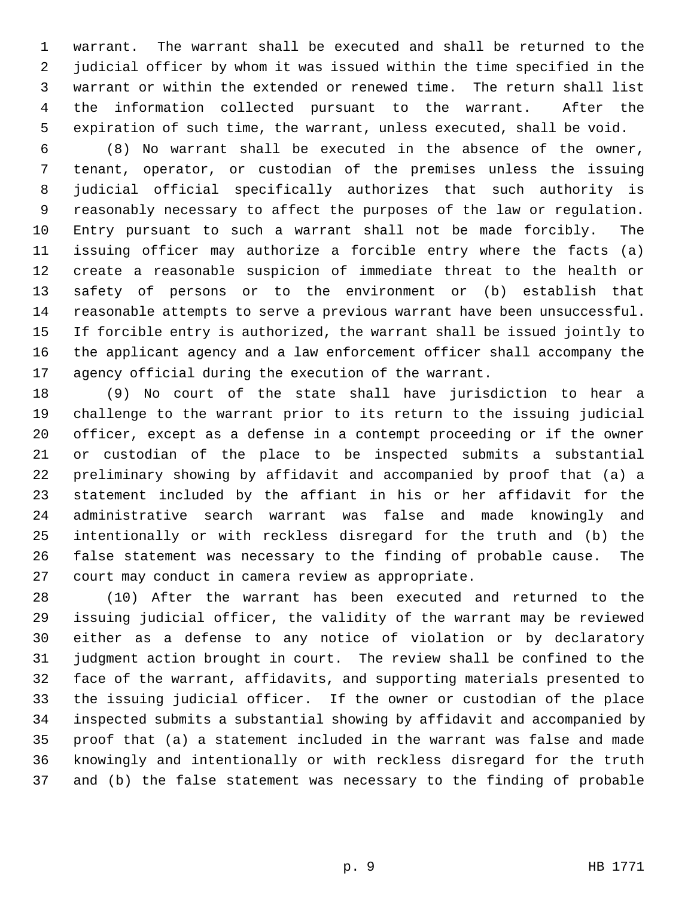warrant. The warrant shall be executed and shall be returned to the judicial officer by whom it was issued within the time specified in the warrant or within the extended or renewed time. The return shall list the information collected pursuant to the warrant. After the expiration of such time, the warrant, unless executed, shall be void.

(8) No warrant shall be executed in the absence of the owner, tenant, operator, or custodian of the premises unless the issuing judicial official specifically authorizes that such authority is reasonably necessary to affect the purposes of the law or regulation. Entry pursuant to such a warrant shall not be made forcibly. The issuing officer may authorize a forcible entry where the facts (a) create a reasonable suspicion of immediate threat to the health or safety of persons or to the environment or (b) establish that reasonable attempts to serve a previous warrant have been unsuccessful. If forcible entry is authorized, the warrant shall be issued jointly to the applicant agency and a law enforcement officer shall accompany the agency official during the execution of the warrant.

(9) No court of the state shall have jurisdiction to hear a challenge to the warrant prior to its return to the issuing judicial officer, except as a defense in a contempt proceeding or if the owner or custodian of the place to be inspected submits a substantial preliminary showing by affidavit and accompanied by proof that (a) a statement included by the affiant in his or her affidavit for the administrative search warrant was false and made knowingly and intentionally or with reckless disregard for the truth and (b) the false statement was necessary to the finding of probable cause. The court may conduct in camera review as appropriate.

(10) After the warrant has been executed and returned to the issuing judicial officer, the validity of the warrant may be reviewed either as a defense to any notice of violation or by declaratory judgment action brought in court. The review shall be confined to the face of the warrant, affidavits, and supporting materials presented to the issuing judicial officer. If the owner or custodian of the place inspected submits a substantial showing by affidavit and accompanied by proof that (a) a statement included in the warrant was false and made knowingly and intentionally or with reckless disregard for the truth and (b) the false statement was necessary to the finding of probable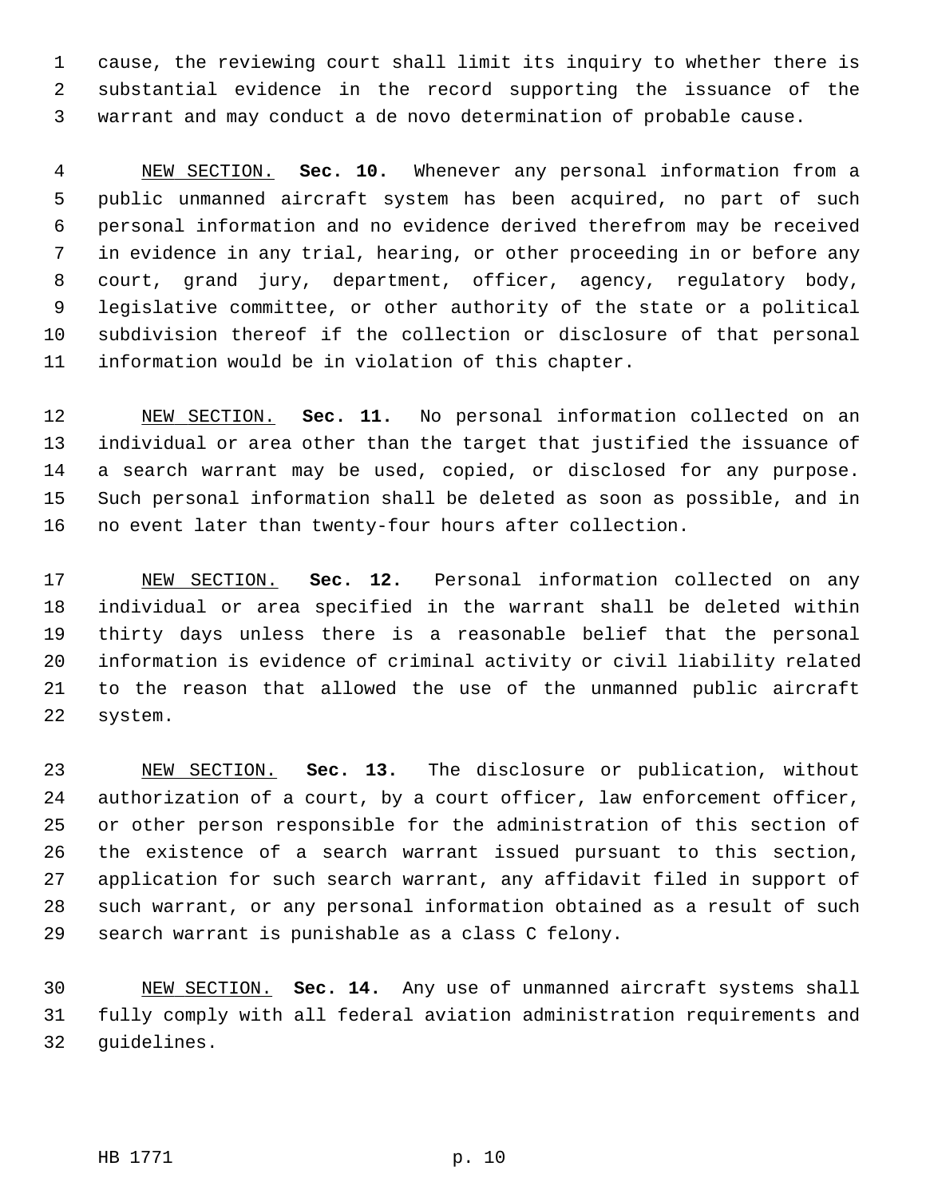cause, the reviewing court shall limit its inquiry to whether there is substantial evidence in the record supporting the issuance of the warrant and may conduct a de novo determination of probable cause.

NEW SECTION. **Sec. 10.** Whenever any personal information from a public unmanned aircraft system has been acquired, no part of such personal information and no evidence derived therefrom may be received in evidence in any trial, hearing, or other proceeding in or before any court, grand jury, department, officer, agency, regulatory body, legislative committee, or other authority of the state or a political subdivision thereof if the collection or disclosure of that personal information would be in violation of this chapter.

NEW SECTION. **Sec. 11.** No personal information collected on an individual or area other than the target that justified the issuance of a search warrant may be used, copied, or disclosed for any purpose. Such personal information shall be deleted as soon as possible, and in no event later than twenty-four hours after collection.

NEW SECTION. **Sec. 12.** Personal information collected on any individual or area specified in the warrant shall be deleted within thirty days unless there is a reasonable belief that the personal information is evidence of criminal activity or civil liability related to the reason that allowed the use of the unmanned public aircraft system.

NEW SECTION. **Sec. 13.** The disclosure or publication, without authorization of a court, by a court officer, law enforcement officer, or other person responsible for the administration of this section of the existence of a search warrant issued pursuant to this section, application for such search warrant, any affidavit filed in support of such warrant, or any personal information obtained as a result of such search warrant is punishable as a class C felony.

NEW SECTION. **Sec. 14.** Any use of unmanned aircraft systems shall fully comply with all federal aviation administration requirements and guidelines.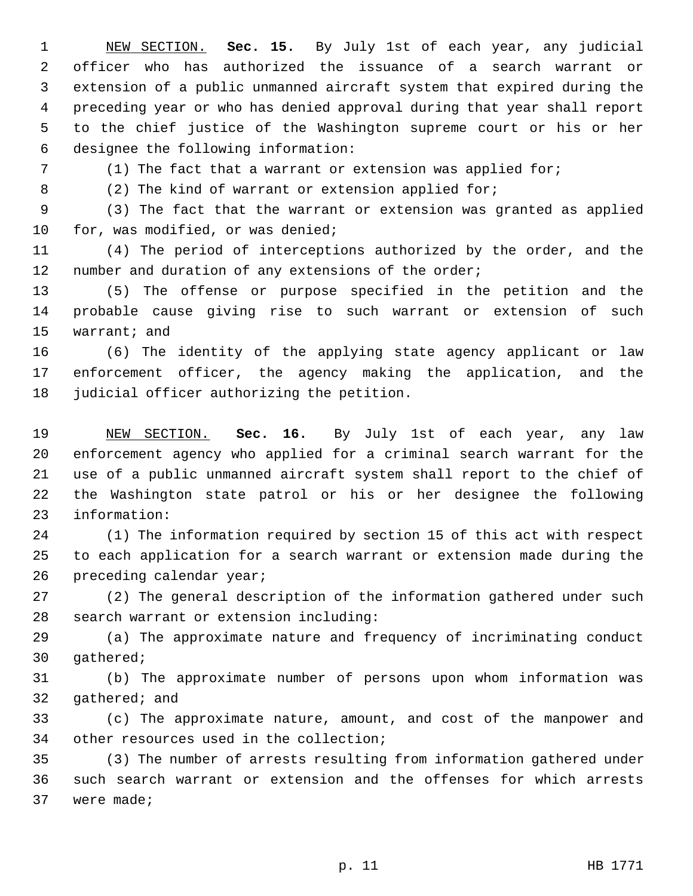NEW SECTION. **Sec. 15.** By July 1st of each year, any judicial officer who has authorized the issuance of a search warrant or extension of a public unmanned aircraft system that expired during the preceding year or who has denied approval during that year shall report to the chief justice of the Washington supreme court or his or her designee the following information:

(1) The fact that a warrant or extension was applied for;

(2) The kind of warrant or extension applied for;

(3) The fact that the warrant or extension was granted as applied for, was modified, or was denied;

(4) The period of interceptions authorized by the order, and the number and duration of any extensions of the order;

(5) The offense or purpose specified in the petition and the probable cause giving rise to such warrant or extension of such warrant; and

(6) The identity of the applying state agency applicant or law enforcement officer, the agency making the application, and the judicial officer authorizing the petition.

NEW SECTION. **Sec. 16.** By July 1st of each year, any law enforcement agency who applied for a criminal search warrant for the use of a public unmanned aircraft system shall report to the chief of the Washington state patrol or his or her designee the following information:

(1) The information required by section 15 of this act with respect to each application for a search warrant or extension made during the preceding calendar year;

(2) The general description of the information gathered under such search warrant or extension including:

(a) The approximate nature and frequency of incriminating conduct gathered;

(b) The approximate number of persons upon whom information was gathered; and

(c) The approximate nature, amount, and cost of the manpower and other resources used in the collection;

(3) The number of arrests resulting from information gathered under such search warrant or extension and the offenses for which arrests were made;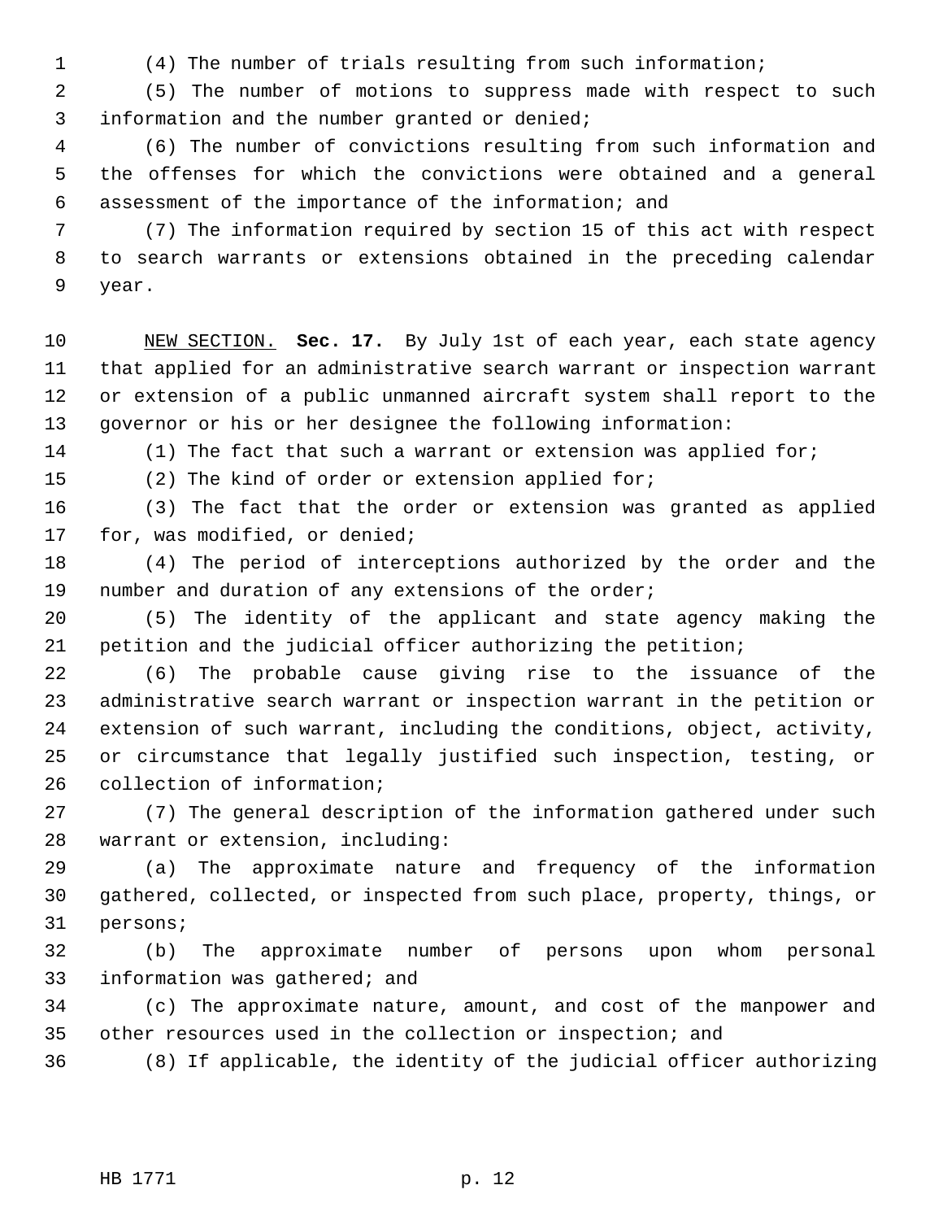(4) The number of trials resulting from such information;

(5) The number of motions to suppress made with respect to such information and the number granted or denied;

(6) The number of convictions resulting from such information and the offenses for which the convictions were obtained and a general assessment of the importance of the information; and

(7) The information required by section 15 of this act with respect to search warrants or extensions obtained in the preceding calendar year.

NEW SECTION. **Sec. 17.** By July 1st of each year, each state agency that applied for an administrative search warrant or inspection warrant or extension of a public unmanned aircraft system shall report to the governor or his or her designee the following information:

(1) The fact that such a warrant or extension was applied for;

(2) The kind of order or extension applied for;

(3) The fact that the order or extension was granted as applied for, was modified, or denied;

(4) The period of interceptions authorized by the order and the number and duration of any extensions of the order;

(5) The identity of the applicant and state agency making the petition and the judicial officer authorizing the petition;

(6) The probable cause giving rise to the issuance of the administrative search warrant or inspection warrant in the petition or extension of such warrant, including the conditions, object, activity, or circumstance that legally justified such inspection, testing, or collection of information;

(7) The general description of the information gathered under such warrant or extension, including:

(a) The approximate nature and frequency of the information gathered, collected, or inspected from such place, property, things, or persons;

(b) The approximate number of persons upon whom personal information was gathered; and

(c) The approximate nature, amount, and cost of the manpower and other resources used in the collection or inspection; and

(8) If applicable, the identity of the judicial officer authorizing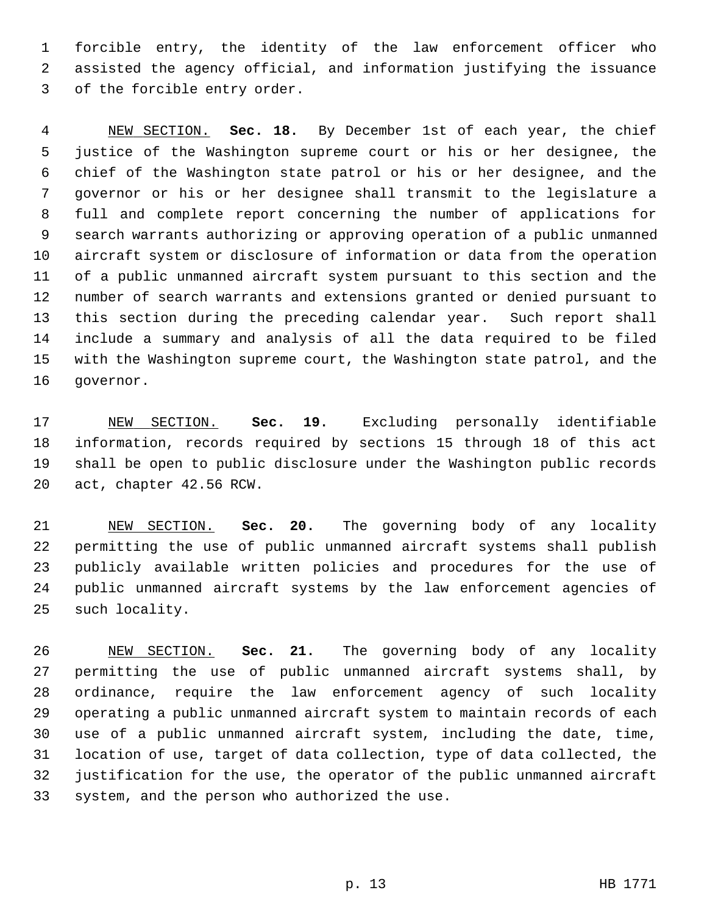forcible entry, the identity of the law enforcement officer who assisted the agency official, and information justifying the issuance of the forcible entry order.

NEW SECTION. **Sec. 18.** By December 1st of each year, the chief justice of the Washington supreme court or his or her designee, the chief of the Washington state patrol or his or her designee, and the governor or his or her designee shall transmit to the legislature a full and complete report concerning the number of applications for search warrants authorizing or approving operation of a public unmanned aircraft system or disclosure of information or data from the operation of a public unmanned aircraft system pursuant to this section and the number of search warrants and extensions granted or denied pursuant to this section during the preceding calendar year. Such report shall include a summary and analysis of all the data required to be filed with the Washington supreme court, the Washington state patrol, and the governor.

NEW SECTION. **Sec. 19.** Excluding personally identifiable information, records required by sections 15 through 18 of this act shall be open to public disclosure under the Washington public records act, chapter 42.56 RCW.

NEW SECTION. **Sec. 20.** The governing body of any locality permitting the use of public unmanned aircraft systems shall publish publicly available written policies and procedures for the use of public unmanned aircraft systems by the law enforcement agencies of such locality.

NEW SECTION. **Sec. 21.** The governing body of any locality permitting the use of public unmanned aircraft systems shall, by ordinance, require the law enforcement agency of such locality operating a public unmanned aircraft system to maintain records of each use of a public unmanned aircraft system, including the date, time, location of use, target of data collection, type of data collected, the justification for the use, the operator of the public unmanned aircraft system, and the person who authorized the use.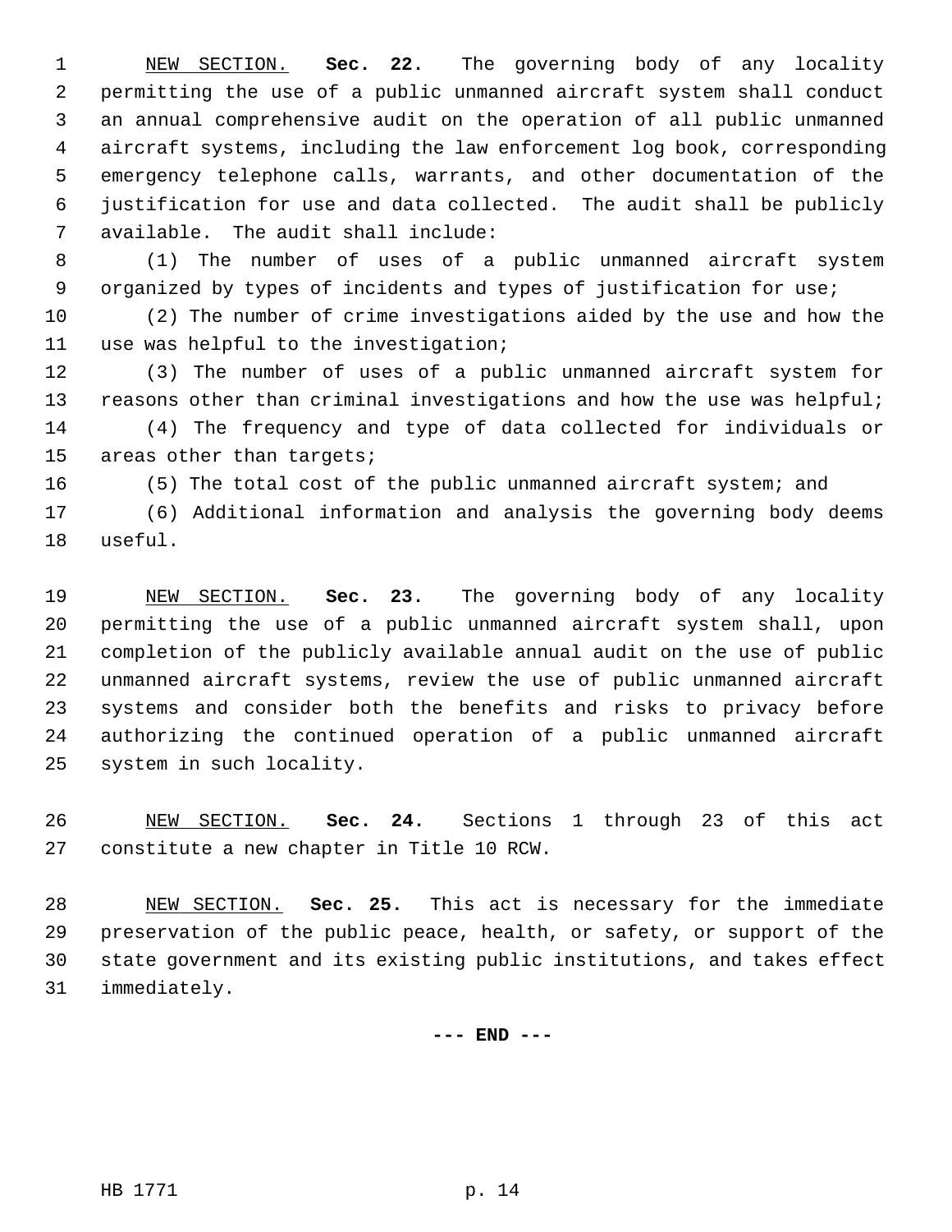NEW SECTION. **Sec. 22.** The governing body of any locality permitting the use of a public unmanned aircraft system shall conduct an annual comprehensive audit on the operation of all public unmanned aircraft systems, including the law enforcement log book, corresponding emergency telephone calls, warrants, and other documentation of the justification for use and data collected. The audit shall be publicly available. The audit shall include:

(1) The number of uses of a public unmanned aircraft system organized by types of incidents and types of justification for use;

(2) The number of crime investigations aided by the use and how the use was helpful to the investigation;

(3) The number of uses of a public unmanned aircraft system for reasons other than criminal investigations and how the use was helpful;

(4) The frequency and type of data collected for individuals or areas other than targets;

(5) The total cost of the public unmanned aircraft system; and

(6) Additional information and analysis the governing body deems useful.

NEW SECTION. **Sec. 23.** The governing body of any locality permitting the use of a public unmanned aircraft system shall, upon completion of the publicly available annual audit on the use of public unmanned aircraft systems, review the use of public unmanned aircraft systems and consider both the benefits and risks to privacy before authorizing the continued operation of a public unmanned aircraft system in such locality.

NEW SECTION. **Sec. 24.** Sections 1 through 23 of this act constitute a new chapter in Title 10 RCW.

NEW SECTION. **Sec. 25.** This act is necessary for the immediate preservation of the public peace, health, or safety, or support of the state government and its existing public institutions, and takes effect immediately.

**--- END ---**